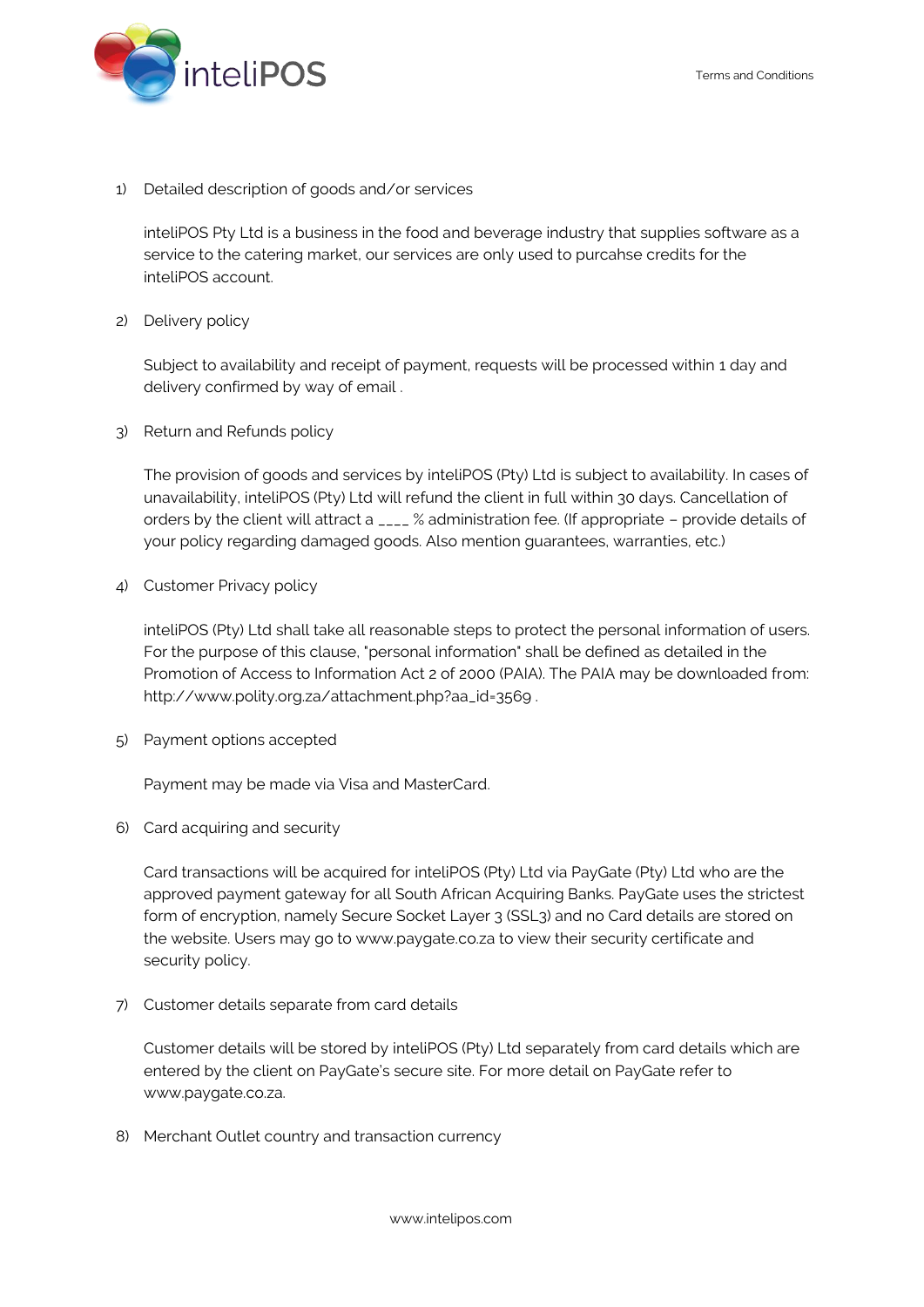1) Detailed description of goods and/or services

   inteliPOS Pty Ltd is a business in the food and beverage industry that supplies software as a service to the catering market, our services are only used to purcahse credits for the inteliPOS account.

2) Delivery policy

   Subject to availability and receipt of payment, requests will be processed within 1 day and delivery confirmed by way of email .

3) Return and Refunds policy

   The provision of goods and services by inteliPOS (Pty) Ltd is subject to availability. In cases of unavailability, inteliPOS (Pty) Ltd will refund the client in full within 30 days. Cancellation of orders by the client will attract a ____ % administration fee. (If appropriate – provide details of your policy regarding damaged goods. Also mention guarantees, warranties, etc.)

4) Customer Privacy policy

   inteliPOS (Pty) Ltd shall take all reasonable steps to protect the personal information of users. For the purpose of this clause, "personal information" shall be defined as detailed in the Promotion of Access to Information Act 2 of 2000 (PAIA). The PAIA may be downloaded from: http://www.polity.org.za/attachment.php?aa_id=3569 .

5) Payment options accepted

   Payment may be made via Visa and MasterCard.

6) Card acquiring and security

   Card transactions will be acquired for inteliPOS (Pty) Ltd via PayGate (Pty) Ltd who are the approved payment gateway for all South African Acquiring Banks. PayGate uses the strictest form of encryption, namely Secure Socket Layer 3 (SSL3) and no Card details are stored on the website. Users may go to www.paygate.co.za to view their security certificate and security policy.

7) Customer details separate from card details

   Customer details will be stored by inteliPOS (Pty) Ltd separately from card details which are entered by the client on PayGate's secure site. For more detail on PayGate refer to www.paygate.co.za.

8) Merchant Outlet country and transaction currency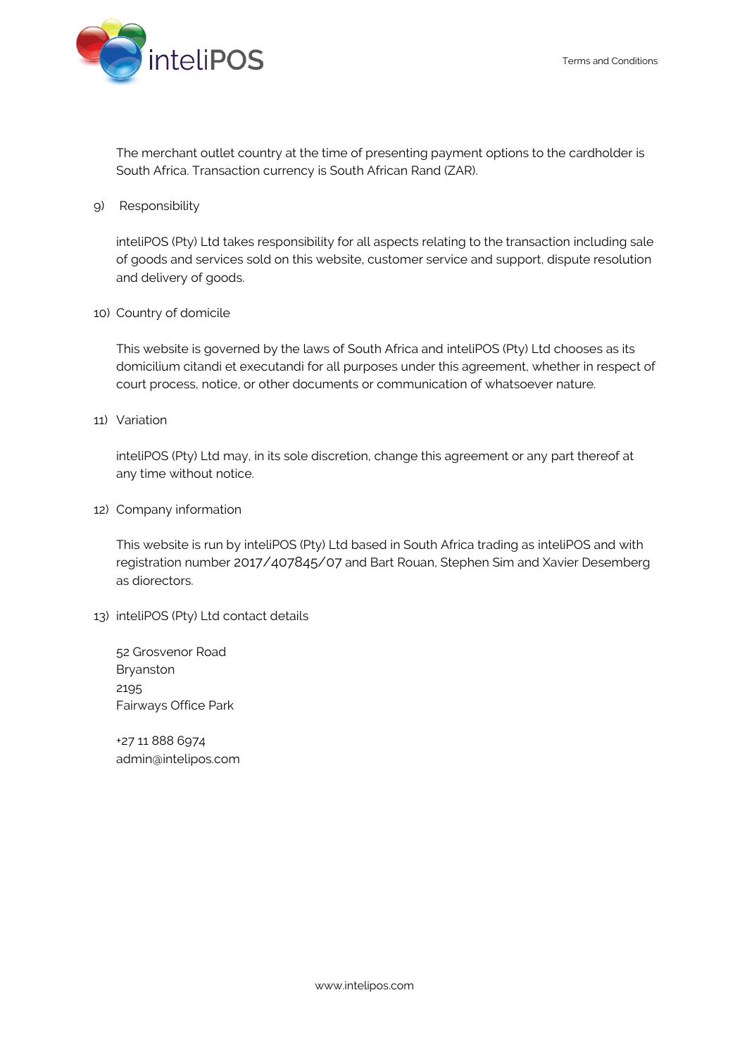The merchant outlet country at the time of presenting payment options to the cardholder is South Africa. Transaction currency is South African Rand (ZAR).

9) Responsibility

inteliPOS (Pty) Ltd takes responsibility for all aspects relating to the transaction including sale of goods and services sold on this website, customer service and support, dispute resolution and delivery of goods.

10) Country of domicile

This website is governed by the laws of South Africa and inteliPOS (Pty) Ltd chooses as its domicilium citandi et executandi for all purposes under this agreement, whether in respect of court process, notice, or other documents or communication of whatsoever nature.

11) Variation

inteliPOS (Pty) Ltd may, in its sole discretion, change this agreement or any part thereof at any time without notice.

12) Company information

This website is run by inteliPOS (Pty) Ltd based in South Africa trading as inteliPOS and with registration number 2017/407845/07 and Bart Rouan, Stephen Sim and Xavier Desemberg as diorectors.

13) inteliPOS (Pty) Ltd contact details

52 Grosvenor Road
Bryanston
2195
Fairways Office Park

+27 11 888 6974
admin@intelipos.com